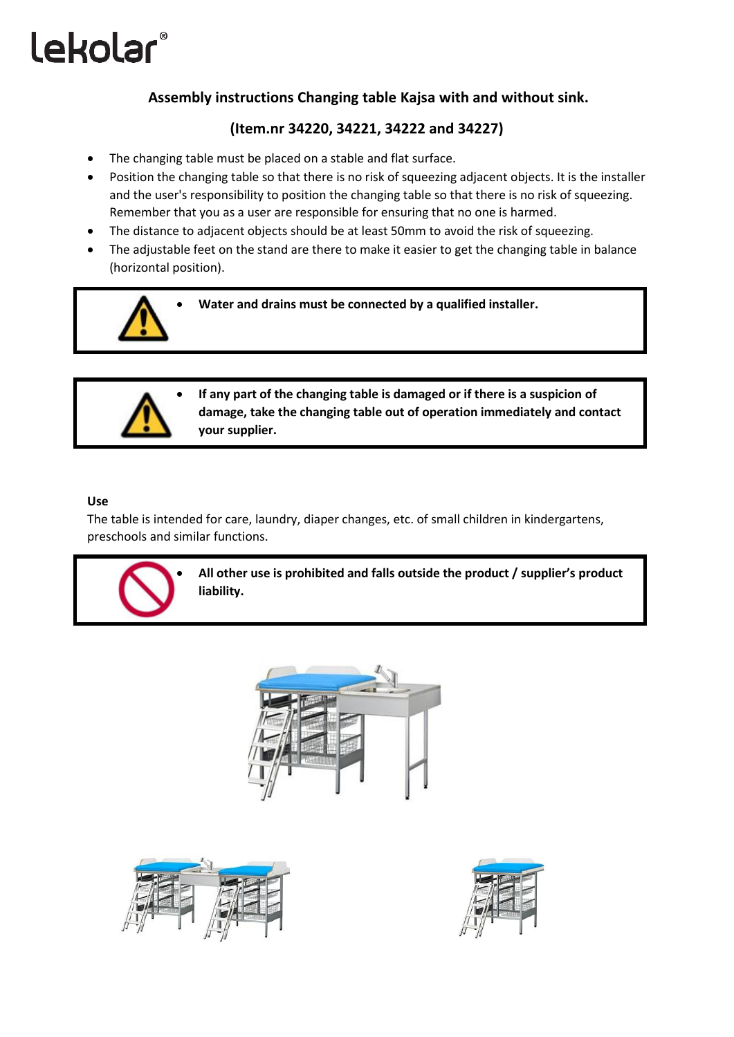lekolar®

**Assembly instructions Changing table Kajsa with and without sink.**

**(Item.nr 34220, 34221, 34222 and 34227)**

- The changing table must be placed on a stable and flat surface.
- Position the changing table so that there is no risk of squeezing adjacent objects. It is the installer and the user's responsibility to position the changing table so that there is no risk of squeezing. Remember that you as a user are responsible for ensuring that no one is harmed.
- The distance to adjacent objects should be at least 50mm to avoid the risk of squeezing.
- The adjustable feet on the stand are there to make it easier to get the changing table in balance (horizontal position).

> - **Water and drains must be connected by a qualified installer.**

> - **If any part of the changing table is damaged or if there is a suspicion of damage, take the changing table out of operation immediately and contact your supplier.**

**Use**

The table is intended for care, laundry, diaper changes, etc. of small children in kindergartens, preschools and similar functions.

> - **All other use is prohibited and falls outside the product / supplier's product liability.**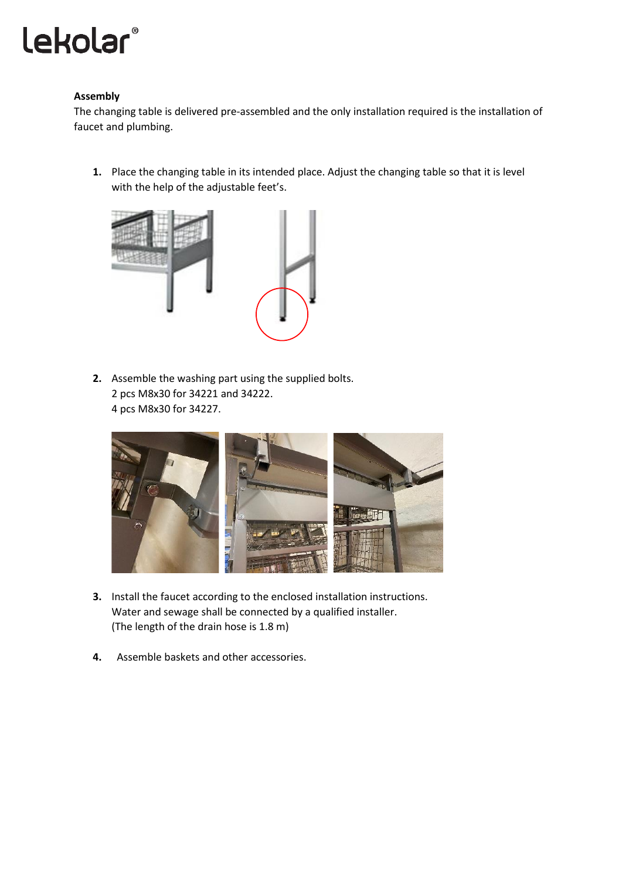**Assembly**

The changing table is delivered pre-assembled and the only installation required is the installation of faucet and plumbing.

1. Place the changing table in its intended place. Adjust the changing table so that it is level with the help of the adjustable feet's.

2. Assemble the washing part using the supplied bolts.
   2 pcs M8x30 for 34221 and 34222.
   4 pcs M8x30 for 34227.

3. Install the faucet according to the enclosed installation instructions.
   Water and sewage shall be connected by a qualified installer.
   (The length of the drain hose is 1.8 m)

4. Assemble baskets and other accessories.